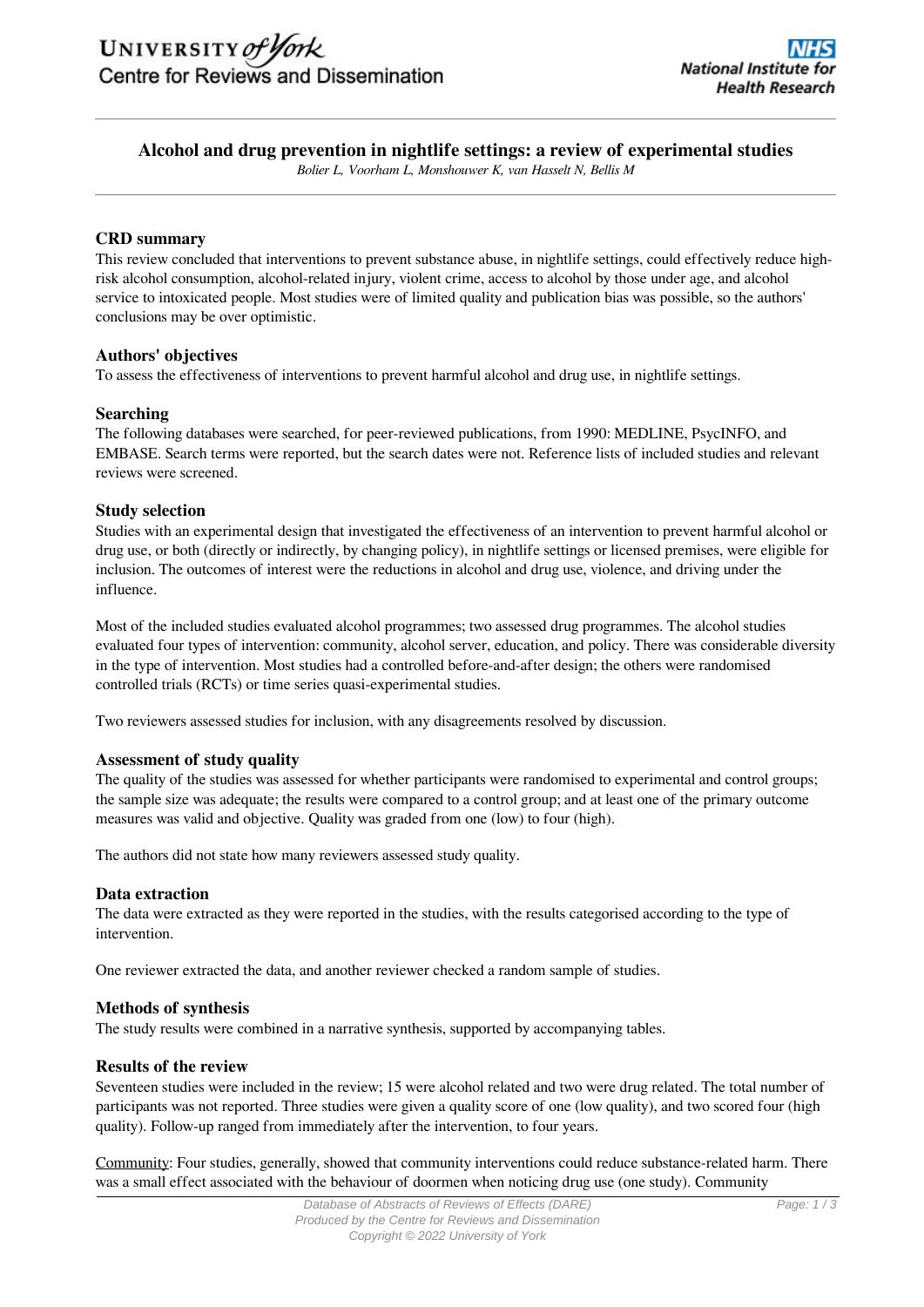# Alcohol and drug prevention in nightlife settings: a review of experimental studies

*Bolier L, Voorham L, Monshouwer K, van Hasselt N, Bellis M*

## CRD summary

This review concluded that interventions to prevent substance abuse, in nightlife settings, could effectively reduce high-risk alcohol consumption, alcohol-related injury, violent crime, access to alcohol by those under age, and alcohol service to intoxicated people. Most studies were of limited quality and publication bias was possible, so the authors' conclusions may be over optimistic.

## Authors' objectives

To assess the effectiveness of interventions to prevent harmful alcohol and drug use, in nightlife settings.

## Searching

The following databases were searched, for peer-reviewed publications, from 1990: MEDLINE, PsycINFO, and EMBASE. Search terms were reported, but the search dates were not. Reference lists of included studies and relevant reviews were screened.

## Study selection

Studies with an experimental design that investigated the effectiveness of an intervention to prevent harmful alcohol or drug use, or both (directly or indirectly, by changing policy), in nightlife settings or licensed premises, were eligible for inclusion. The outcomes of interest were the reductions in alcohol and drug use, violence, and driving under the influence.

Most of the included studies evaluated alcohol programmes; two assessed drug programmes. The alcohol studies evaluated four types of intervention: community, alcohol server, education, and policy. There was considerable diversity in the type of intervention. Most studies had a controlled before-and-after design; the others were randomised controlled trials (RCTs) or time series quasi-experimental studies.

Two reviewers assessed studies for inclusion, with any disagreements resolved by discussion.

## Assessment of study quality

The quality of the studies was assessed for whether participants were randomised to experimental and control groups; the sample size was adequate; the results were compared to a control group; and at least one of the primary outcome measures was valid and objective. Quality was graded from one (low) to four (high).

The authors did not state how many reviewers assessed study quality.

## Data extraction

The data were extracted as they were reported in the studies, with the results categorised according to the type of intervention.

One reviewer extracted the data, and another reviewer checked a random sample of studies.

## Methods of synthesis

The study results were combined in a narrative synthesis, supported by accompanying tables.

## Results of the review

Seventeen studies were included in the review; 15 were alcohol related and two were drug related. The total number of participants was not reported. Three studies were given a quality score of one (low quality), and two scored four (high quality). Follow-up ranged from immediately after the intervention, to four years.

Community: Four studies, generally, showed that community interventions could reduce substance-related harm. There was a small effect associated with the behaviour of doormen when noticing drug use (one study). Community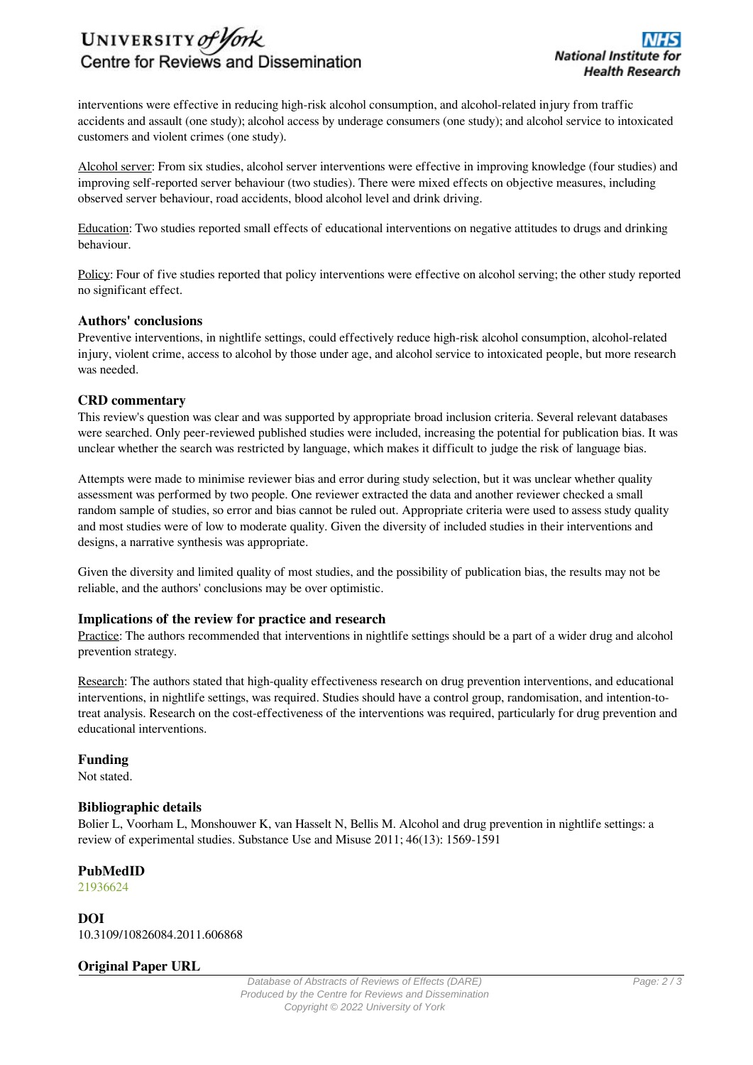interventions were effective in reducing high-risk alcohol consumption, and alcohol-related injury from traffic accidents and assault (one study); alcohol access by underage consumers (one study); and alcohol service to intoxicated customers and violent crimes (one study).

Alcohol server: From six studies, alcohol server interventions were effective in improving knowledge (four studies) and improving self-reported server behaviour (two studies). There were mixed effects on objective measures, including observed server behaviour, road accidents, blood alcohol level and drink driving.

Education: Two studies reported small effects of educational interventions on negative attitudes to drugs and drinking behaviour.

Policy: Four of five studies reported that policy interventions were effective on alcohol serving; the other study reported no significant effect.

### Authors' conclusions

Preventive interventions, in nightlife settings, could effectively reduce high-risk alcohol consumption, alcohol-related injury, violent crime, access to alcohol by those under age, and alcohol service to intoxicated people, but more research was needed.

### CRD commentary

This review's question was clear and was supported by appropriate broad inclusion criteria. Several relevant databases were searched. Only peer-reviewed published studies were included, increasing the potential for publication bias. It was unclear whether the search was restricted by language, which makes it difficult to judge the risk of language bias.

Attempts were made to minimise reviewer bias and error during study selection, but it was unclear whether quality assessment was performed by two people. One reviewer extracted the data and another reviewer checked a small random sample of studies, so error and bias cannot be ruled out. Appropriate criteria were used to assess study quality and most studies were of low to moderate quality. Given the diversity of included studies in their interventions and designs, a narrative synthesis was appropriate.

Given the diversity and limited quality of most studies, and the possibility of publication bias, the results may not be reliable, and the authors' conclusions may be over optimistic.

### Implications of the review for practice and research

Practice: The authors recommended that interventions in nightlife settings should be a part of a wider drug and alcohol prevention strategy.

Research: The authors stated that high-quality effectiveness research on drug prevention interventions, and educational interventions, in nightlife settings, was required. Studies should have a control group, randomisation, and intention-to-treat analysis. Research on the cost-effectiveness of the interventions was required, particularly for drug prevention and educational interventions.

### Funding

Not stated.

### Bibliographic details

Bolier L, Voorham L, Monshouwer K, van Hasselt N, Bellis M. Alcohol and drug prevention in nightlife settings: a review of experimental studies. Substance Use and Misuse 2011; 46(13): 1569-1591

### PubMedID

21936624

### DOI

10.3109/10826084.2011.606868

### Original Paper URL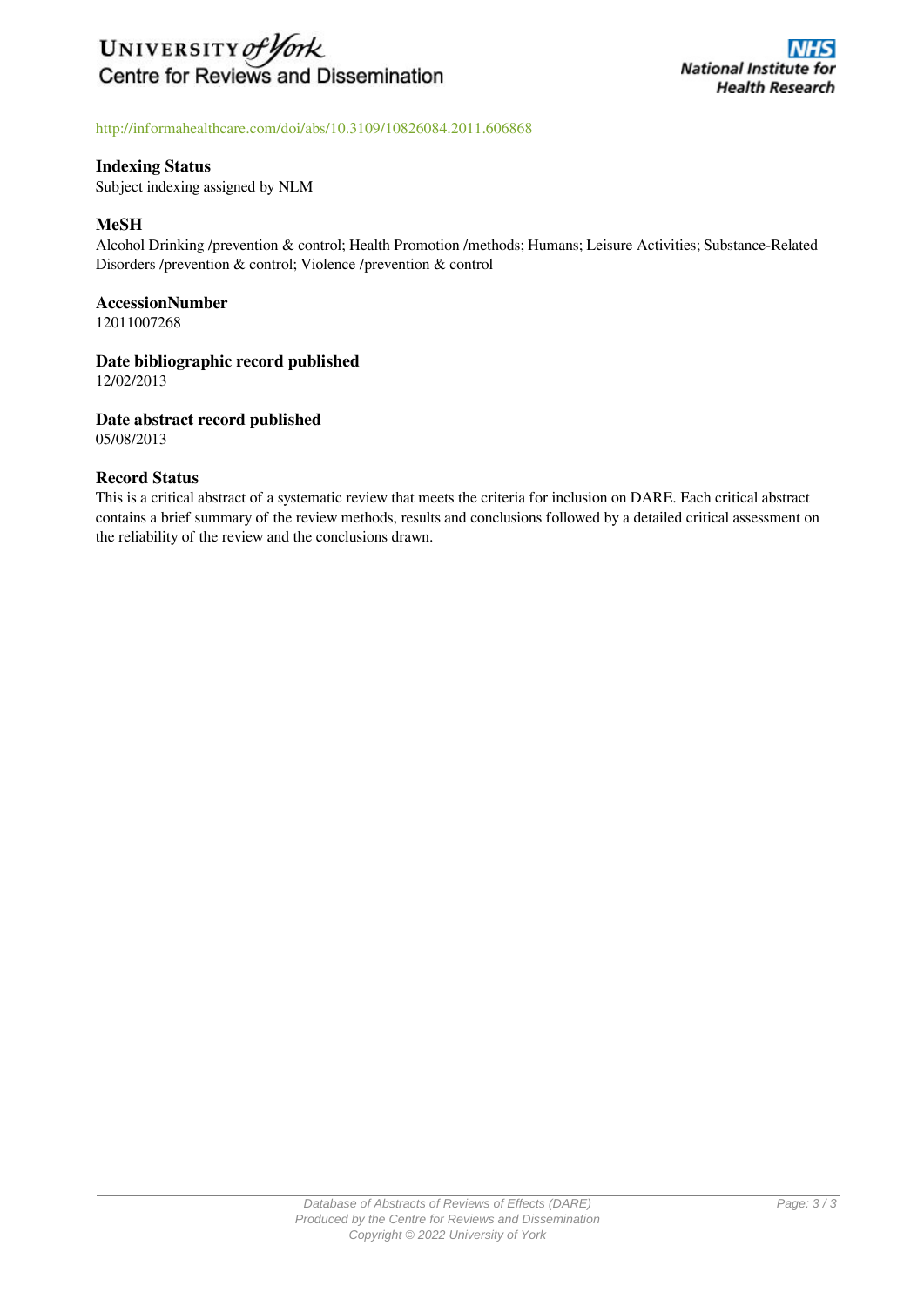http://informahealthcare.com/doi/abs/10.3109/10826084.2011.606868

### Indexing Status

Subject indexing assigned by NLM

### MeSH

Alcohol Drinking /prevention & control; Health Promotion /methods; Humans; Leisure Activities; Substance-Related Disorders /prevention & control; Violence /prevention & control

### AccessionNumber

12011007268

### Date bibliographic record published

12/02/2013

### Date abstract record published

05/08/2013

### Record Status

This is a critical abstract of a systematic review that meets the criteria for inclusion on DARE. Each critical abstract contains a brief summary of the review methods, results and conclusions followed by a detailed critical assessment on the reliability of the review and the conclusions drawn.